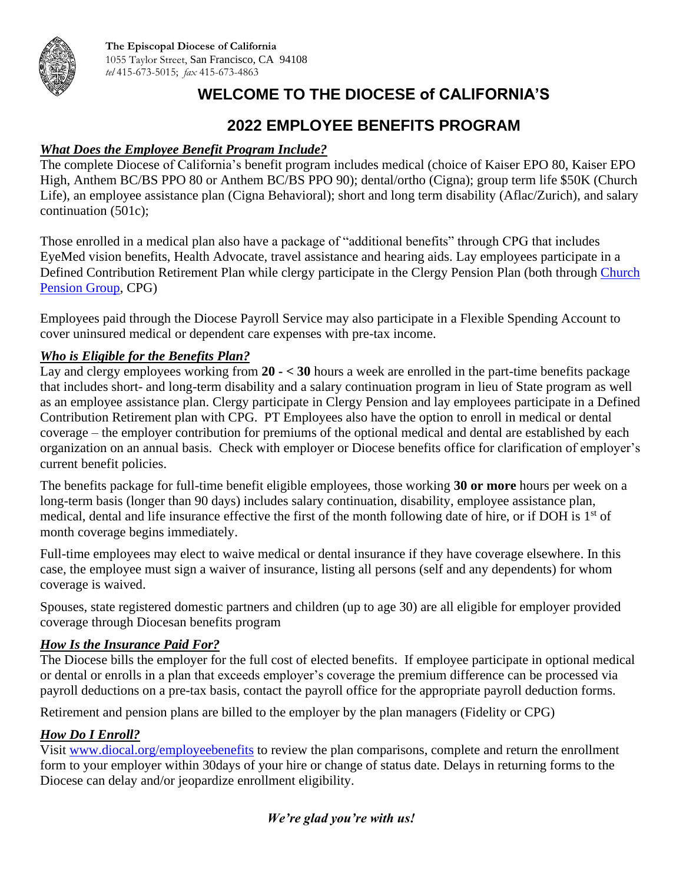**The Episcopal Diocese of California**
1055 Taylor Street, San Francisco, CA 94108
*tel* 415-673-5015; *fax* 415-673-4863

# WELCOME TO THE DIOCESE of CALIFORNIA'S

# 2022 EMPLOYEE BENEFITS PROGRAM

***What Does the Employee Benefit Program Include?***

The complete Diocese of California's benefit program includes medical (choice of Kaiser EPO 80, Kaiser EPO High, Anthem BC/BS PPO 80 or Anthem BC/BS PPO 90); dental/ortho (Cigna); group term life $50K (Church Life), an employee assistance plan (Cigna Behavioral); short and long term disability (Aflac/Zurich), and salary continuation (501c);

Those enrolled in a medical plan also have a package of "additional benefits" through CPG that includes EyeMed vision benefits, Health Advocate, travel assistance and hearing aids. Lay employees participate in a Defined Contribution Retirement Plan while clergy participate in the Clergy Pension Plan (both through Church Pension Group, CPG)

Employees paid through the Diocese Payroll Service may also participate in a Flexible Spending Account to cover uninsured medical or dependent care expenses with pre-tax income.

***Who is Eligible for the Benefits Plan?***

Lay and clergy employees working from **20 - < 30** hours a week are enrolled in the part-time benefits package that includes short- and long-term disability and a salary continuation program in lieu of State program as well as an employee assistance plan. Clergy participate in Clergy Pension and lay employees participate in a Defined Contribution Retirement plan with CPG. PT Employees also have the option to enroll in medical or dental coverage – the employer contribution for premiums of the optional medical and dental are established by each organization on an annual basis. Check with employer or Diocese benefits office for clarification of employer's current benefit policies.

The benefits package for full-time benefit eligible employees, those working **30 or more** hours per week on a long-term basis (longer than 90 days) includes salary continuation, disability, employee assistance plan, medical, dental and life insurance effective the first of the month following date of hire, or if DOH is 1st of month coverage begins immediately.

Full-time employees may elect to waive medical or dental insurance if they have coverage elsewhere. In this case, the employee must sign a waiver of insurance, listing all persons (self and any dependents) for whom coverage is waived.

Spouses, state registered domestic partners and children (up to age 30) are all eligible for employer provided coverage through Diocesan benefits program

***How Is the Insurance Paid For?***

The Diocese bills the employer for the full cost of elected benefits. If employee participate in optional medical or dental or enrolls in a plan that exceeds employer's coverage the premium difference can be processed via payroll deductions on a pre-tax basis, contact the payroll office for the appropriate payroll deduction forms.

Retirement and pension plans are billed to the employer by the plan managers (Fidelity or CPG)

***How Do I Enroll?***

Visit www.diocal.org/employeebenefits to review the plan comparisons, complete and return the enrollment form to your employer within 30days of your hire or change of status date. Delays in returning forms to the Diocese can delay and/or jeopardize enrollment eligibility.

***We're glad you're with us!***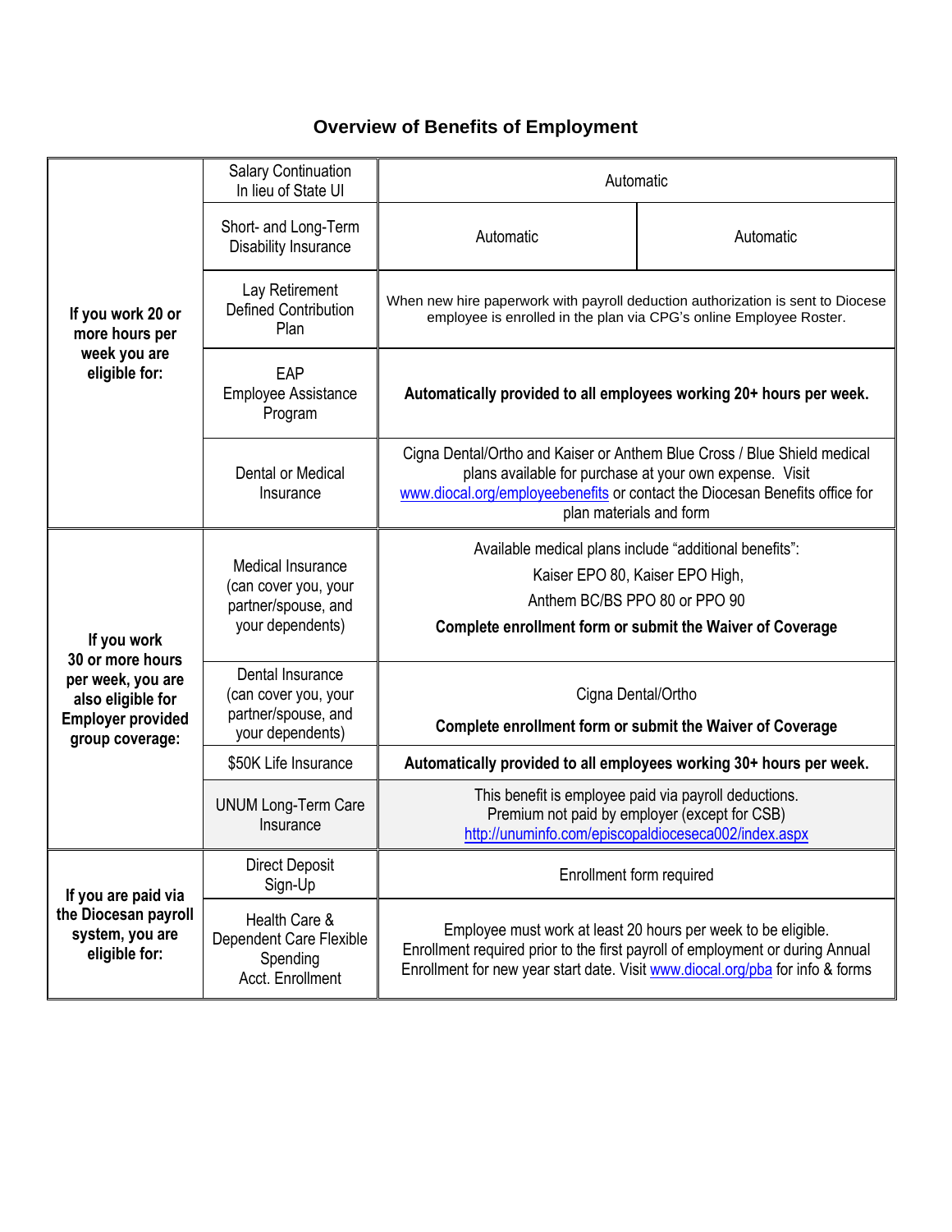## Overview of Benefits of Employment

| | | | |
|---|---|---|---|
| **If you work 20 or more hours per week you are eligible for:** | Salary Continuation In lieu of State UI | Automatic | |
| | Short- and Long-Term Disability Insurance | Automatic | Automatic |
| | Lay Retirement Defined Contribution Plan | When new hire paperwork with payroll deduction authorization is sent to Diocese employee is enrolled in the plan via CPG's online Employee Roster. | |
| | EAP Employee Assistance Program | **Automatically provided to all employees working 20+ hours per week.** | |
| | Dental or Medical Insurance | Cigna Dental/Ortho and Kaiser or Anthem Blue Cross / Blue Shield medical plans available for purchase at your own expense. Visit www.diocal.org/employeebenefits or contact the Diocesan Benefits office for plan materials and form | |
| **If you work 30 or more hours per week, you are also eligible for Employer provided group coverage:** | Medical Insurance (can cover you, your partner/spouse, and your dependents) | Available medical plans include "additional benefits": Kaiser EPO 80, Kaiser EPO High, Anthem BC/BS PPO 80 or PPO 90 **Complete enrollment form or submit the Waiver of Coverage** | |
| | Dental Insurance (can cover you, your partner/spouse, and your dependents) | Cigna Dental/Ortho **Complete enrollment form or submit the Waiver of Coverage** | |
| | $50K Life Insurance | **Automatically provided to all employees working 30+ hours per week.** | |
| | UNUM Long-Term Care Insurance | This benefit is employee paid via payroll deductions. Premium not paid by employer (except for CSB) http://unuminfo.com/episcopaldioceseca002/index.aspx | |
| **If you are paid via the Diocesan payroll system, you are eligible for:** | Direct Deposit Sign-Up | Enrollment form required | |
| | Health Care & Dependent Care Flexible Spending Acct. Enrollment | Employee must work at least 20 hours per week to be eligible. Enrollment required prior to the first payroll of employment or during Annual Enrollment for new year start date. Visit www.diocal.org/pba for info & forms | |